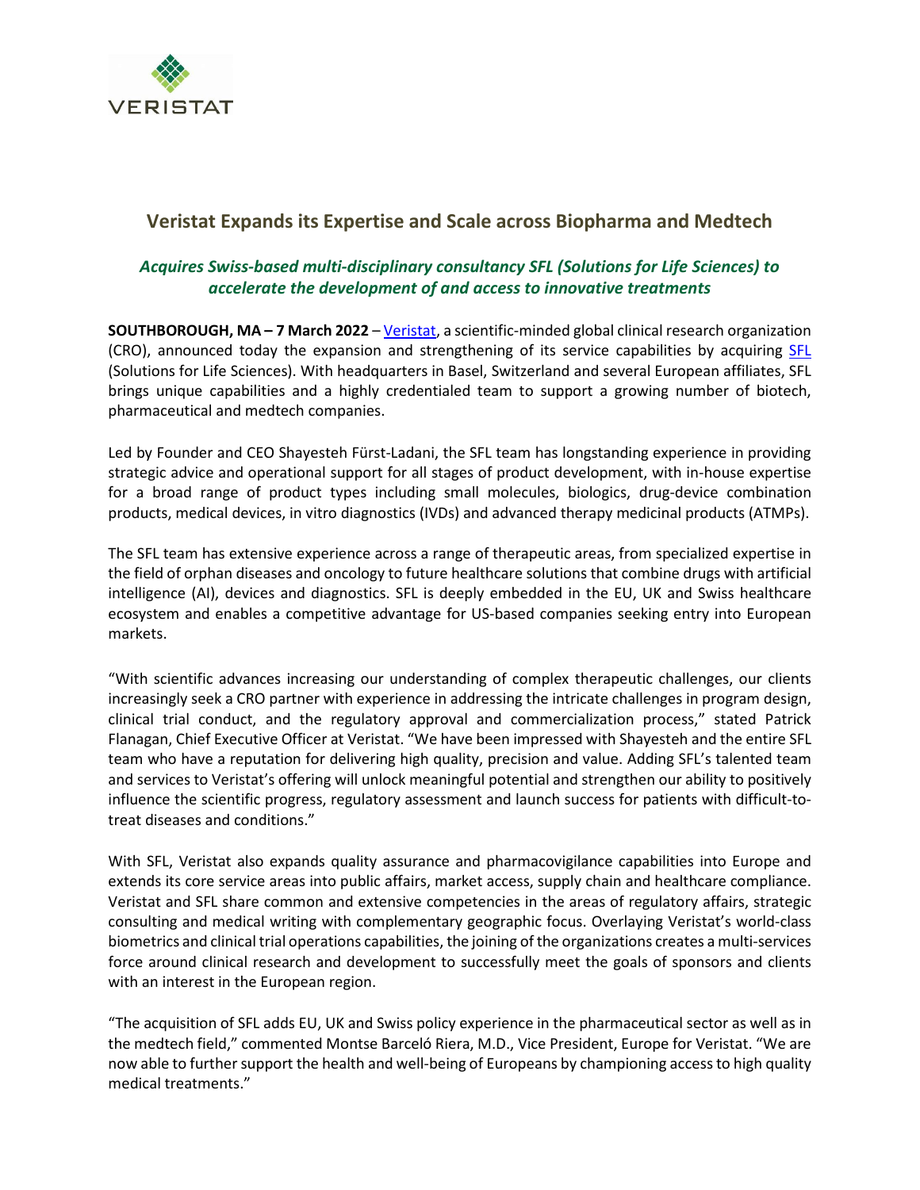VERISTAT

# Veristat Expands its Expertise and Scale across Biopharma and Medtech

## *Acquires Swiss-based multi-disciplinary consultancy SFL (Solutions for Life Sciences) to accelerate the development of and access to innovative treatments*

**SOUTHBOROUGH, MA – 7 March 2022** – [Veristat](), a scientific-minded global clinical research organization (CRO), announced today the expansion and strengthening of its service capabilities by acquiring [SFL]() (Solutions for Life Sciences). With headquarters in Basel, Switzerland and several European affiliates, SFL brings unique capabilities and a highly credentialed team to support a growing number of biotech, pharmaceutical and medtech companies.

Led by Founder and CEO Shayesteh Fürst-Ladani, the SFL team has longstanding experience in providing strategic advice and operational support for all stages of product development, with in-house expertise for a broad range of product types including small molecules, biologics, drug-device combination products, medical devices, in vitro diagnostics (IVDs) and advanced therapy medicinal products (ATMPs).

The SFL team has extensive experience across a range of therapeutic areas, from specialized expertise in the field of orphan diseases and oncology to future healthcare solutions that combine drugs with artificial intelligence (AI), devices and diagnostics. SFL is deeply embedded in the EU, UK and Swiss healthcare ecosystem and enables a competitive advantage for US-based companies seeking entry into European markets.

"With scientific advances increasing our understanding of complex therapeutic challenges, our clients increasingly seek a CRO partner with experience in addressing the intricate challenges in program design, clinical trial conduct, and the regulatory approval and commercialization process," stated Patrick Flanagan, Chief Executive Officer at Veristat. "We have been impressed with Shayesteh and the entire SFL team who have a reputation for delivering high quality, precision and value. Adding SFL's talented team and services to Veristat's offering will unlock meaningful potential and strengthen our ability to positively influence the scientific progress, regulatory assessment and launch success for patients with difficult-to-treat diseases and conditions."

With SFL, Veristat also expands quality assurance and pharmacovigilance capabilities into Europe and extends its core service areas into public affairs, market access, supply chain and healthcare compliance. Veristat and SFL share common and extensive competencies in the areas of regulatory affairs, strategic consulting and medical writing with complementary geographic focus. Overlaying Veristat's world-class biometrics and clinical trial operations capabilities, the joining of the organizations creates a multi-services force around clinical research and development to successfully meet the goals of sponsors and clients with an interest in the European region.

"The acquisition of SFL adds EU, UK and Swiss policy experience in the pharmaceutical sector as well as in the medtech field," commented Montse Barceló Riera, M.D., Vice President, Europe for Veristat. "We are now able to further support the health and well-being of Europeans by championing access to high quality medical treatments."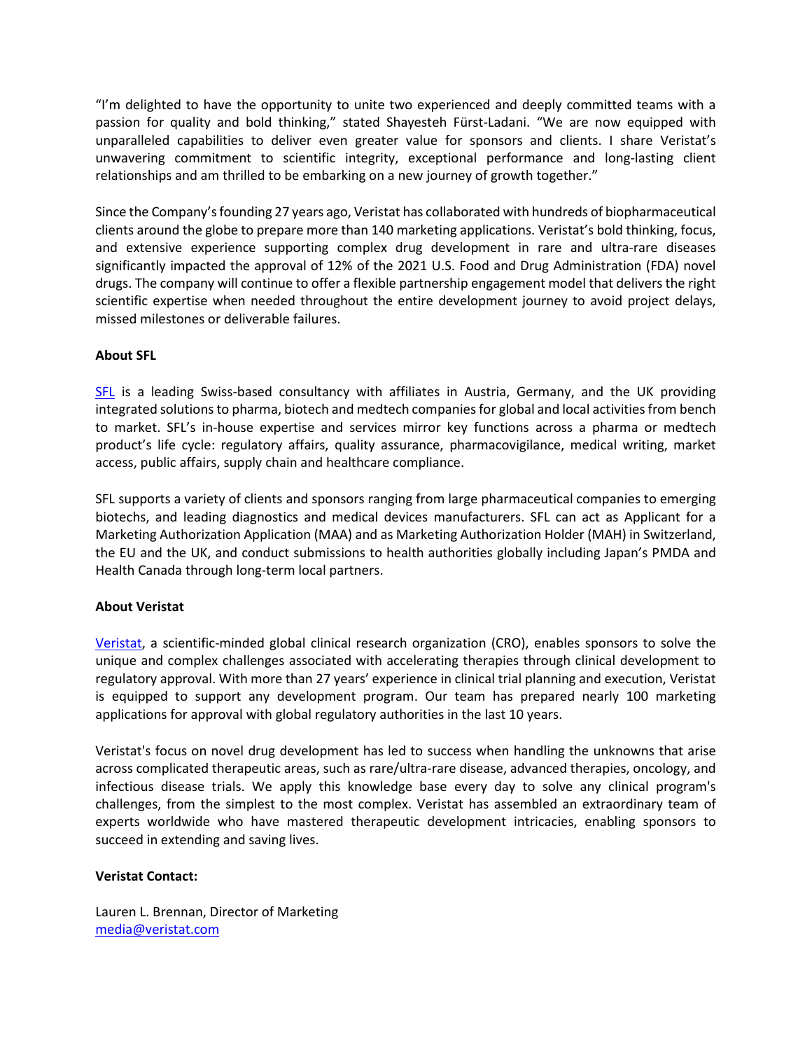"I'm delighted to have the opportunity to unite two experienced and deeply committed teams with a passion for quality and bold thinking," stated Shayesteh Fürst-Ladani. "We are now equipped with unparalleled capabilities to deliver even greater value for sponsors and clients. I share Veristat's unwavering commitment to scientific integrity, exceptional performance and long-lasting client relationships and am thrilled to be embarking on a new journey of growth together."

Since the Company's founding 27 years ago, Veristat has collaborated with hundreds of biopharmaceutical clients around the globe to prepare more than 140 marketing applications. Veristat's bold thinking, focus, and extensive experience supporting complex drug development in rare and ultra-rare diseases significantly impacted the approval of 12% of the 2021 U.S. Food and Drug Administration (FDA) novel drugs. The company will continue to offer a flexible partnership engagement model that delivers the right scientific expertise when needed throughout the entire development journey to avoid project delays, missed milestones or deliverable failures.

**About SFL**

SFL is a leading Swiss-based consultancy with affiliates in Austria, Germany, and the UK providing integrated solutions to pharma, biotech and medtech companies for global and local activities from bench to market. SFL's in-house expertise and services mirror key functions across a pharma or medtech product's life cycle: regulatory affairs, quality assurance, pharmacovigilance, medical writing, market access, public affairs, supply chain and healthcare compliance.

SFL supports a variety of clients and sponsors ranging from large pharmaceutical companies to emerging biotechs, and leading diagnostics and medical devices manufacturers. SFL can act as Applicant for a Marketing Authorization Application (MAA) and as Marketing Authorization Holder (MAH) in Switzerland, the EU and the UK, and conduct submissions to health authorities globally including Japan's PMDA and Health Canada through long-term local partners.

**About Veristat**

Veristat, a scientific-minded global clinical research organization (CRO), enables sponsors to solve the unique and complex challenges associated with accelerating therapies through clinical development to regulatory approval. With more than 27 years' experience in clinical trial planning and execution, Veristat is equipped to support any development program. Our team has prepared nearly 100 marketing applications for approval with global regulatory authorities in the last 10 years.

Veristat's focus on novel drug development has led to success when handling the unknowns that arise across complicated therapeutic areas, such as rare/ultra-rare disease, advanced therapies, oncology, and infectious disease trials. We apply this knowledge base every day to solve any clinical program's challenges, from the simplest to the most complex. Veristat has assembled an extraordinary team of experts worldwide who have mastered therapeutic development intricacies, enabling sponsors to succeed in extending and saving lives.

**Veristat Contact:**

Lauren L. Brennan, Director of Marketing
media@veristat.com